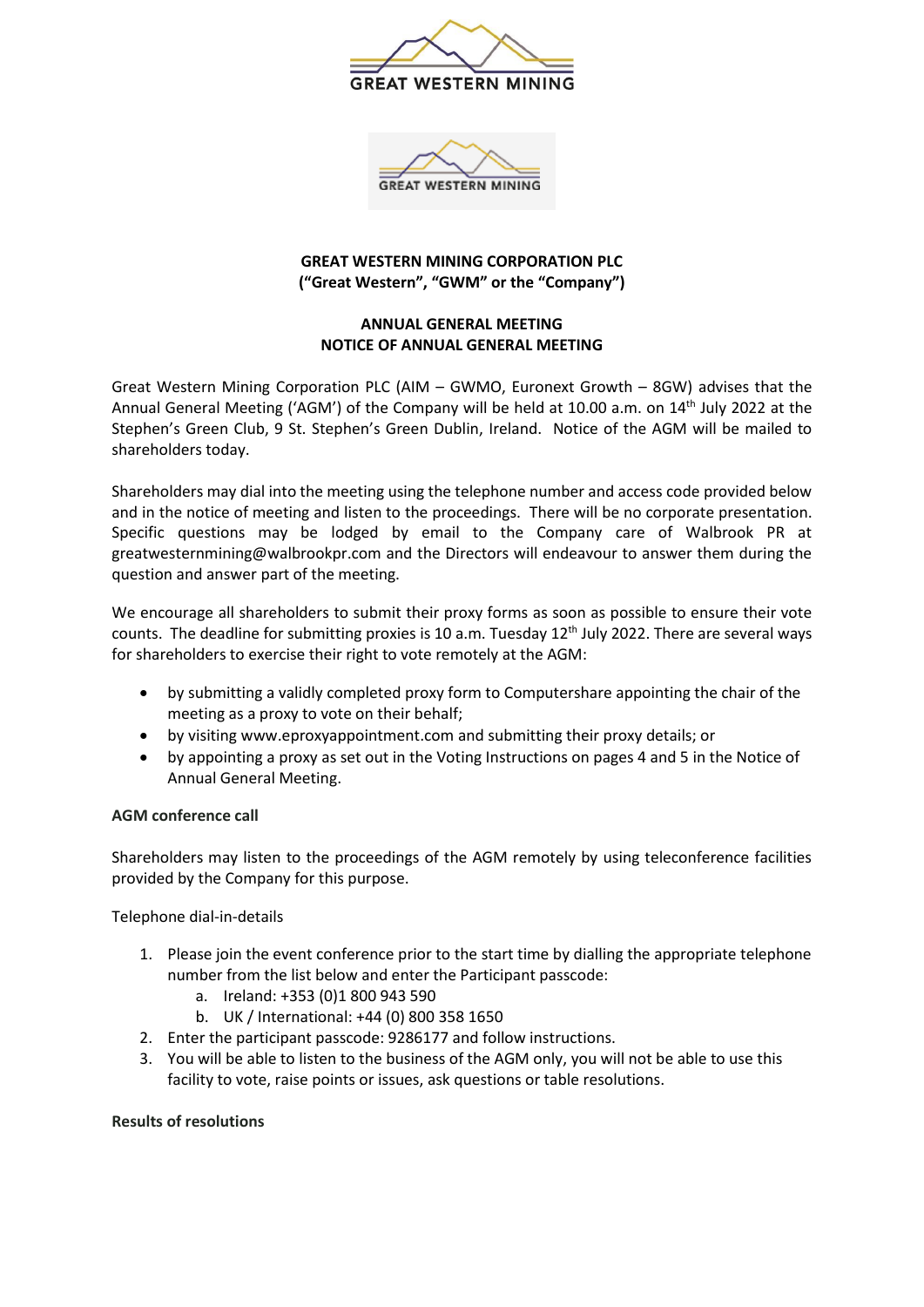**GREAT WESTERN MINING CORPORATION PLC**
**("Great Western", "GWM" or the "Company")**

**ANNUAL GENERAL MEETING**
**NOTICE OF ANNUAL GENERAL MEETING**

Great Western Mining Corporation PLC (AIM – GWMO, Euronext Growth – 8GW) advises that the Annual General Meeting ('AGM') of the Company will be held at 10.00 a.m. on 14th July 2022 at the Stephen's Green Club, 9 St. Stephen's Green Dublin, Ireland. Notice of the AGM will be mailed to shareholders today.

Shareholders may dial into the meeting using the telephone number and access code provided below and in the notice of meeting and listen to the proceedings. There will be no corporate presentation. Specific questions may be lodged by email to the Company care of Walbrook PR at greatwesternmining@walbrookpr.com and the Directors will endeavour to answer them during the question and answer part of the meeting.

We encourage all shareholders to submit their proxy forms as soon as possible to ensure their vote counts. The deadline for submitting proxies is 10 a.m. Tuesday 12th July 2022. There are several ways for shareholders to exercise their right to vote remotely at the AGM:

- by submitting a validly completed proxy form to Computershare appointing the chair of the meeting as a proxy to vote on their behalf;
- by visiting www.eproxyappointment.com and submitting their proxy details; or
- by appointing a proxy as set out in the Voting Instructions on pages 4 and 5 in the Notice of Annual General Meeting.

**AGM conference call**

Shareholders may listen to the proceedings of the AGM remotely by using teleconference facilities provided by the Company for this purpose.

Telephone dial-in-details

1. Please join the event conference prior to the start time by dialling the appropriate telephone number from the list below and enter the Participant passcode:
   a. Ireland: +353 (0)1 800 943 590
   b. UK / International: +44 (0) 800 358 1650
2. Enter the participant passcode: 9286177 and follow instructions.
3. You will be able to listen to the business of the AGM only, you will not be able to use this facility to vote, raise points or issues, ask questions or table resolutions.

**Results of resolutions**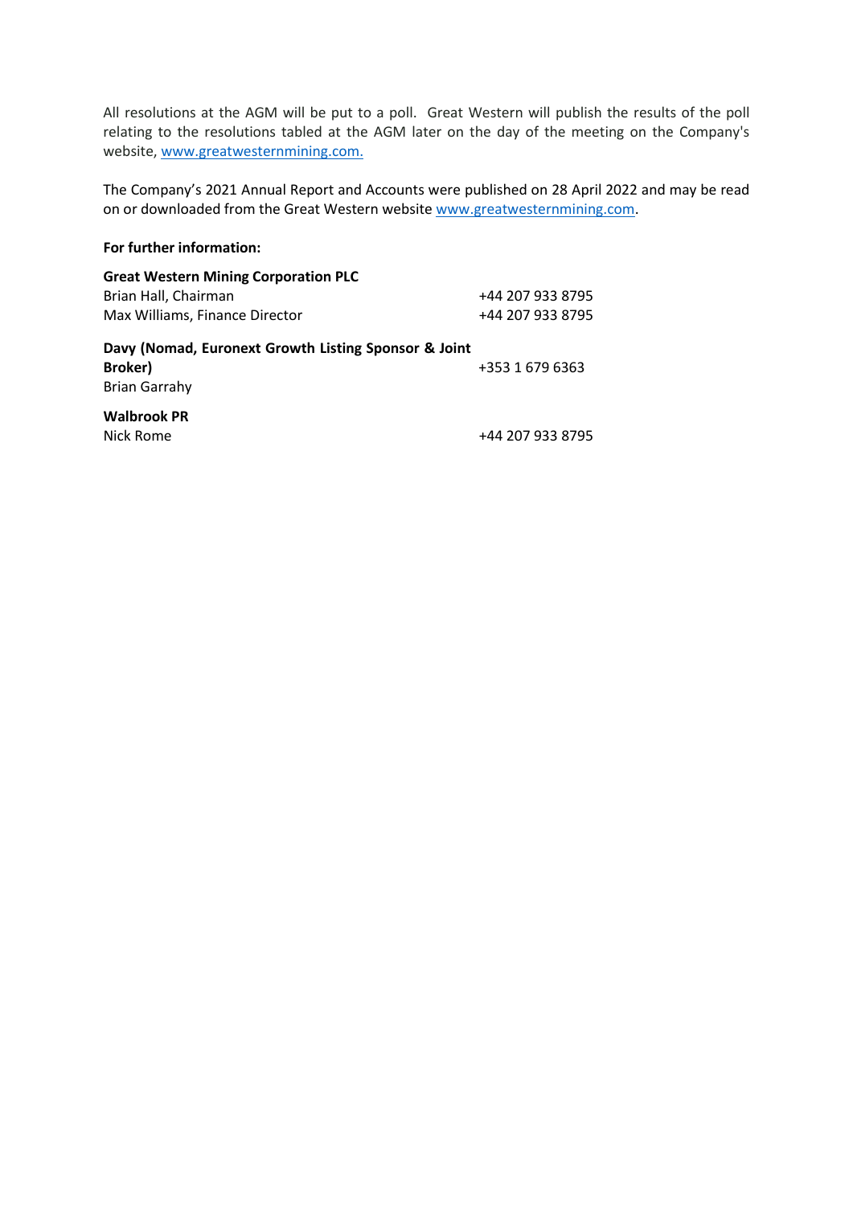All resolutions at the AGM will be put to a poll. Great Western will publish the results of the poll relating to the resolutions tabled at the AGM later on the day of the meeting on the Company's website, www.greatwesternmining.com.

The Company's 2021 Annual Report and Accounts were published on 28 April 2022 and may be read on or downloaded from the Great Western website www.greatwesternmining.com.

**For further information:**

| | |
|---|---|
| **Great Western Mining Corporation PLC** | |
| Brian Hall, Chairman | +44 207 933 8795 |
| Max Williams, Finance Director | +44 207 933 8795 |
| **Davy (Nomad, Euronext Growth Listing Sponsor & Joint Broker)** | +353 1 679 6363 |
| Brian Garrahy | |
| **Walbrook PR** | |
| Nick Rome | +44 207 933 8795 |